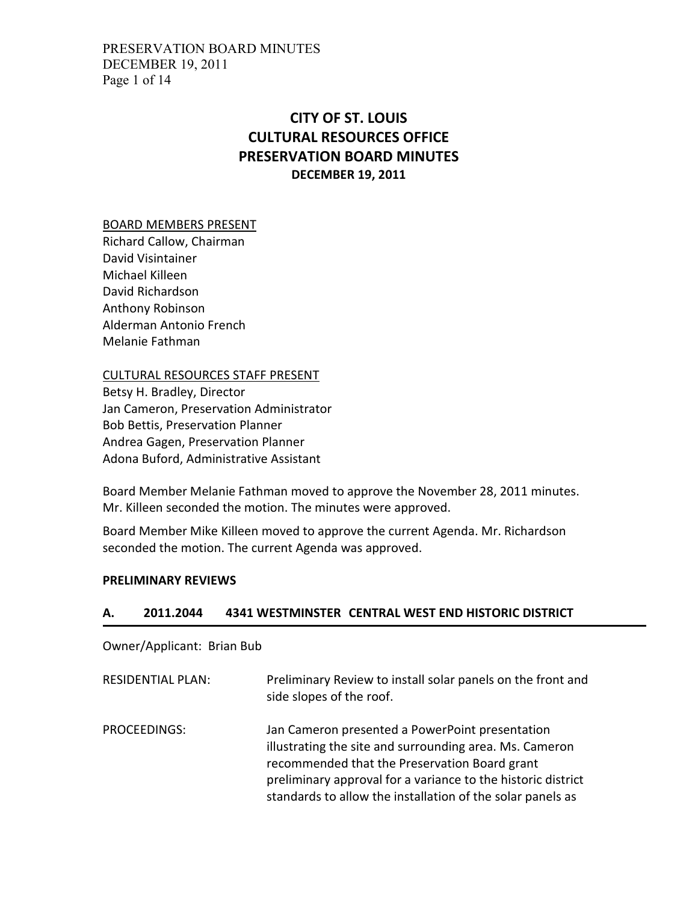# CITY OF ST. LOUIS
# CULTURAL RESOURCES OFFICE
# PRESERVATION BOARD MINUTES
## DECEMBER 19, 2011

BOARD MEMBERS PRESENT
Richard Callow, Chairman
David Visintainer
Michael Killeen
David Richardson
Anthony Robinson
Alderman Antonio French
Melanie Fathman

CULTURAL RESOURCES STAFF PRESENT
Betsy H. Bradley, Director
Jan Cameron, Preservation Administrator
Bob Bettis, Preservation Planner
Andrea Gagen, Preservation Planner
Adona Buford, Administrative Assistant

Board Member Melanie Fathman moved to approve the November 28, 2011 minutes. Mr. Killeen seconded the motion. The minutes were approved.

Board Member Mike Killeen moved to approve the current Agenda. Mr. Richardson seconded the motion. The current Agenda was approved.

**PRELIMINARY REVIEWS**

### A. 2011.2044 4341 WESTMINSTER CENTRAL WEST END HISTORIC DISTRICT

Owner/Applicant: Brian Bub

RESIDENTIAL PLAN: Preliminary Review to install solar panels on the front and side slopes of the roof.

PROCEEDINGS: Jan Cameron presented a PowerPoint presentation illustrating the site and surrounding area. Ms. Cameron recommended that the Preservation Board grant preliminary approval for a variance to the historic district standards to allow the installation of the solar panels as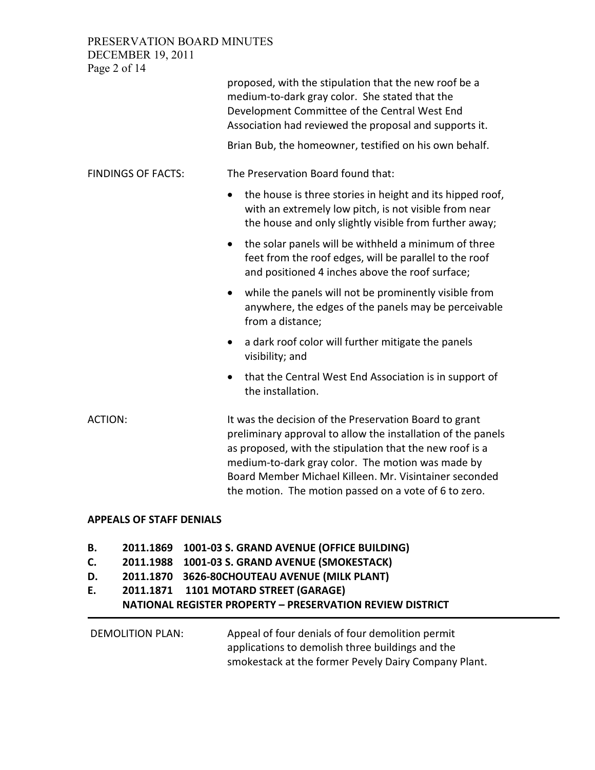proposed, with the stipulation that the new roof be a medium-to-dark gray color. She stated that the Development Committee of the Central West End Association had reviewed the proposal and supports it.

Brian Bub, the homeowner, testified on his own behalf.

FINDINGS OF FACTS: The Preservation Board found that:

- the house is three stories in height and its hipped roof, with an extremely low pitch, is not visible from near the house and only slightly visible from further away;
- the solar panels will be withheld a minimum of three feet from the roof edges, will be parallel to the roof and positioned 4 inches above the roof surface;
- while the panels will not be prominently visible from anywhere, the edges of the panels may be perceivable from a distance;
- a dark roof color will further mitigate the panels visibility; and
- that the Central West End Association is in support of the installation.

ACTION: It was the decision of the Preservation Board to grant preliminary approval to allow the installation of the panels as proposed, with the stipulation that the new roof is a medium-to-dark gray color. The motion was made by Board Member Michael Killeen. Mr. Visintainer seconded the motion. The motion passed on a vote of 6 to zero.

**APPEALS OF STAFF DENIALS**

**B. 2011.1869 1001-03 S. GRAND AVENUE (OFFICE BUILDING)**
**C. 2011.1988 1001-03 S. GRAND AVENUE (SMOKESTACK)**
**D. 2011.1870 3626-80CHOUTEAU AVENUE (MILK PLANT)**
**E. 2011.1871 1101 MOTARD STREET (GARAGE)**
**NATIONAL REGISTER PROPERTY – PRESERVATION REVIEW DISTRICT**

---

DEMOLITION PLAN: Appeal of four denials of four demolition permit applications to demolish three buildings and the smokestack at the former Pevely Dairy Company Plant.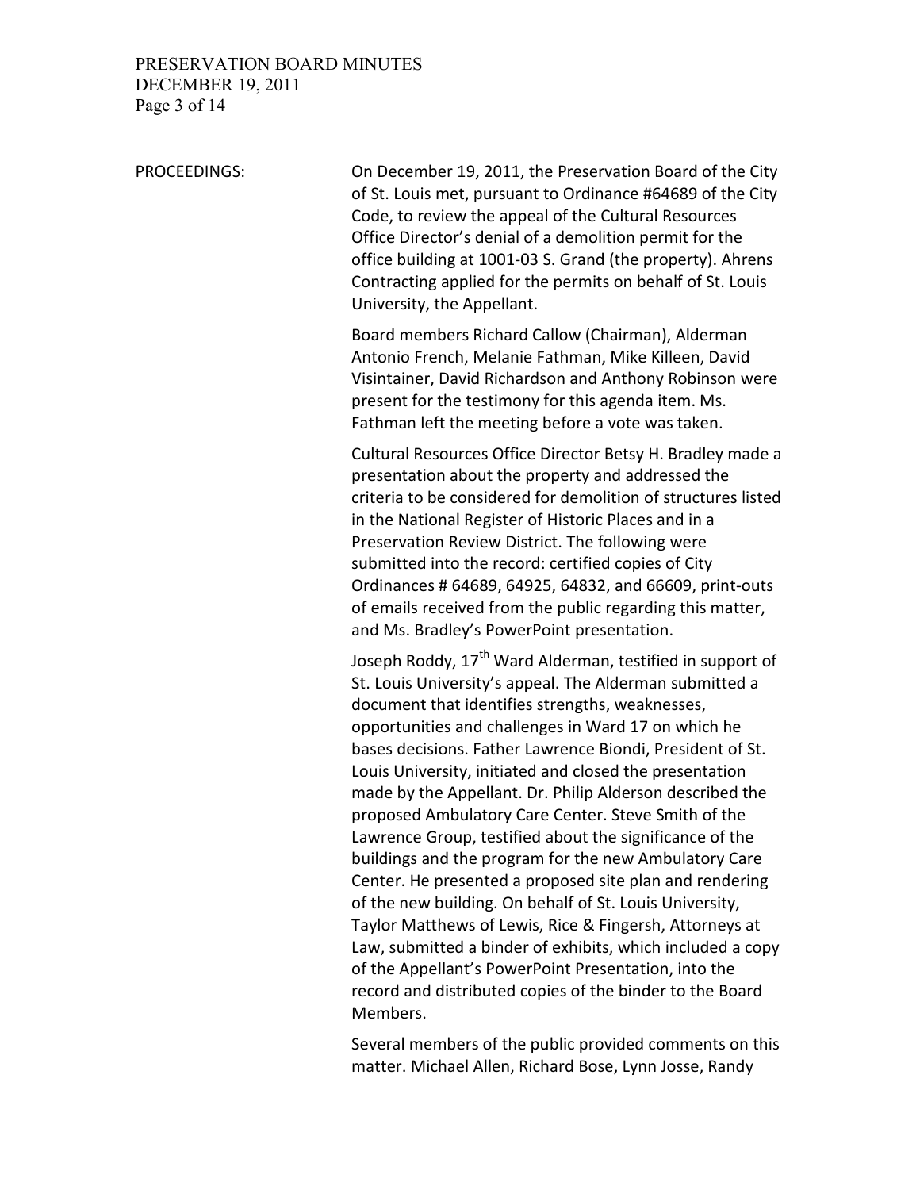PROCEEDINGS:

On December 19, 2011, the Preservation Board of the City of St. Louis met, pursuant to Ordinance #64689 of the City Code, to review the appeal of the Cultural Resources Office Director's denial of a demolition permit for the office building at 1001-03 S. Grand (the property). Ahrens Contracting applied for the permits on behalf of St. Louis University, the Appellant.

Board members Richard Callow (Chairman), Alderman Antonio French, Melanie Fathman, Mike Killeen, David Visintainer, David Richardson and Anthony Robinson were present for the testimony for this agenda item. Ms. Fathman left the meeting before a vote was taken.

Cultural Resources Office Director Betsy H. Bradley made a presentation about the property and addressed the criteria to be considered for demolition of structures listed in the National Register of Historic Places and in a Preservation Review District. The following were submitted into the record: certified copies of City Ordinances # 64689, 64925, 64832, and 66609, print-outs of emails received from the public regarding this matter, and Ms. Bradley's PowerPoint presentation.

Joseph Roddy, 17th Ward Alderman, testified in support of St. Louis University's appeal. The Alderman submitted a document that identifies strengths, weaknesses, opportunities and challenges in Ward 17 on which he bases decisions. Father Lawrence Biondi, President of St. Louis University, initiated and closed the presentation made by the Appellant. Dr. Philip Alderson described the proposed Ambulatory Care Center. Steve Smith of the Lawrence Group, testified about the significance of the buildings and the program for the new Ambulatory Care Center. He presented a proposed site plan and rendering of the new building. On behalf of St. Louis University, Taylor Matthews of Lewis, Rice & Fingersh, Attorneys at Law, submitted a binder of exhibits, which included a copy of the Appellant's PowerPoint Presentation, into the record and distributed copies of the binder to the Board Members.

Several members of the public provided comments on this matter. Michael Allen, Richard Bose, Lynn Josse, Randy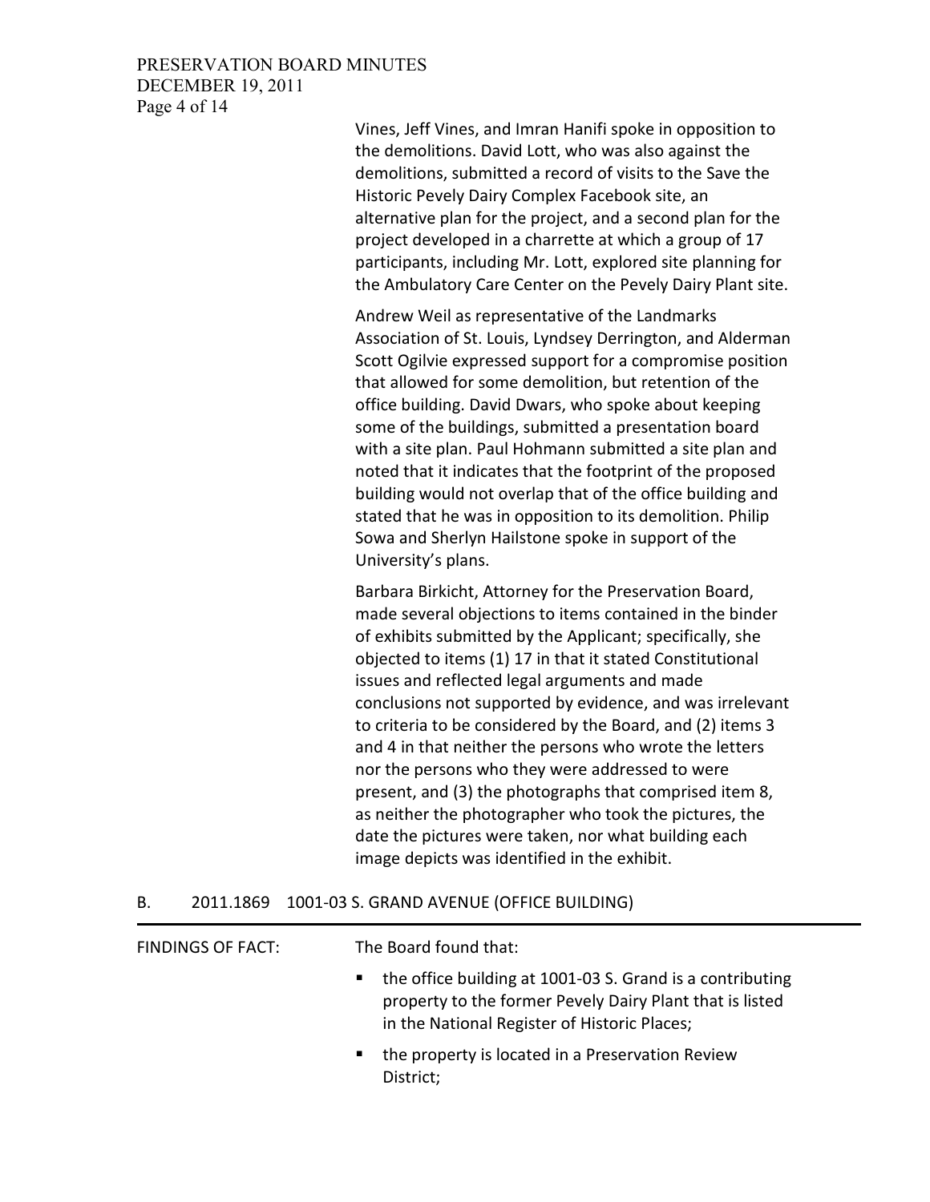Vines, Jeff Vines, and Imran Hanifi spoke in opposition to the demolitions. David Lott, who was also against the demolitions, submitted a record of visits to the Save the Historic Pevely Dairy Complex Facebook site, an alternative plan for the project, and a second plan for the project developed in a charrette at which a group of 17 participants, including Mr. Lott, explored site planning for the Ambulatory Care Center on the Pevely Dairy Plant site.

Andrew Weil as representative of the Landmarks Association of St. Louis, Lyndsey Derrington, and Alderman Scott Ogilvie expressed support for a compromise position that allowed for some demolition, but retention of the office building. David Dwars, who spoke about keeping some of the buildings, submitted a presentation board with a site plan. Paul Hohmann submitted a site plan and noted that it indicates that the footprint of the proposed building would not overlap that of the office building and stated that he was in opposition to its demolition. Philip Sowa and Sherlyn Hailstone spoke in support of the University's plans.

Barbara Birkicht, Attorney for the Preservation Board, made several objections to items contained in the binder of exhibits submitted by the Applicant; specifically, she objected to items (1) 17 in that it stated Constitutional issues and reflected legal arguments and made conclusions not supported by evidence, and was irrelevant to criteria to be considered by the Board, and (2) items 3 and 4 in that neither the persons who wrote the letters nor the persons who they were addressed to were present, and (3) the photographs that comprised item 8, as neither the photographer who took the pictures, the date the pictures were taken, nor what building each image depicts was identified in the exhibit.

## B. 2011.1869 1001-03 S. GRAND AVENUE (OFFICE BUILDING)

FINDINGS OF FACT: The Board found that:

- the office building at 1001-03 S. Grand is a contributing property to the former Pevely Dairy Plant that is listed in the National Register of Historic Places;
- the property is located in a Preservation Review District;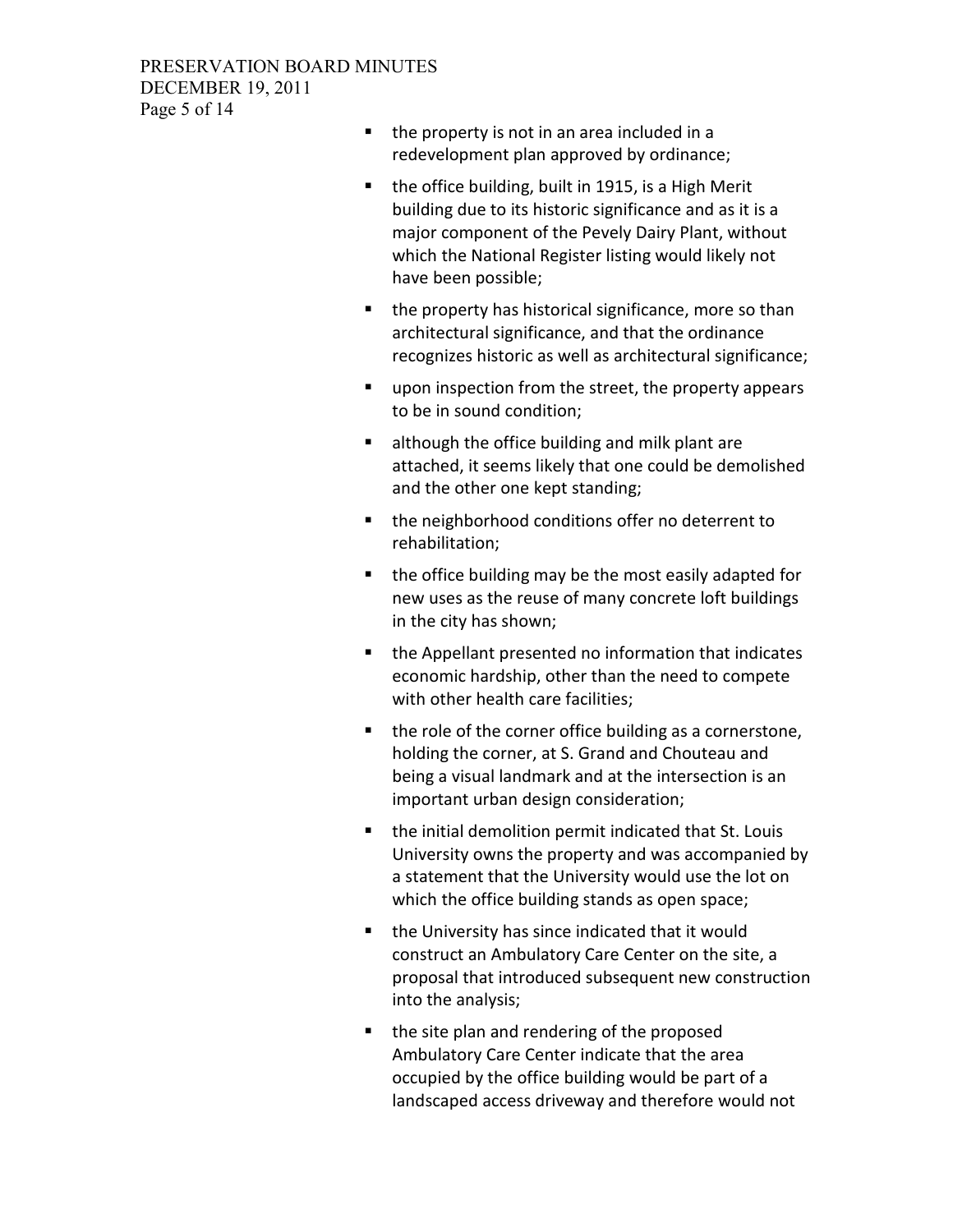- the property is not in an area included in a redevelopment plan approved by ordinance;
- the office building, built in 1915, is a High Merit building due to its historic significance and as it is a major component of the Pevely Dairy Plant, without which the National Register listing would likely not have been possible;
- the property has historical significance, more so than architectural significance, and that the ordinance recognizes historic as well as architectural significance;
- upon inspection from the street, the property appears to be in sound condition;
- although the office building and milk plant are attached, it seems likely that one could be demolished and the other one kept standing;
- the neighborhood conditions offer no deterrent to rehabilitation;
- the office building may be the most easily adapted for new uses as the reuse of many concrete loft buildings in the city has shown;
- the Appellant presented no information that indicates economic hardship, other than the need to compete with other health care facilities;
- the role of the corner office building as a cornerstone, holding the corner, at S. Grand and Chouteau and being a visual landmark and at the intersection is an important urban design consideration;
- the initial demolition permit indicated that St. Louis University owns the property and was accompanied by a statement that the University would use the lot on which the office building stands as open space;
- the University has since indicated that it would construct an Ambulatory Care Center on the site, a proposal that introduced subsequent new construction into the analysis;
- the site plan and rendering of the proposed Ambulatory Care Center indicate that the area occupied by the office building would be part of a landscaped access driveway and therefore would not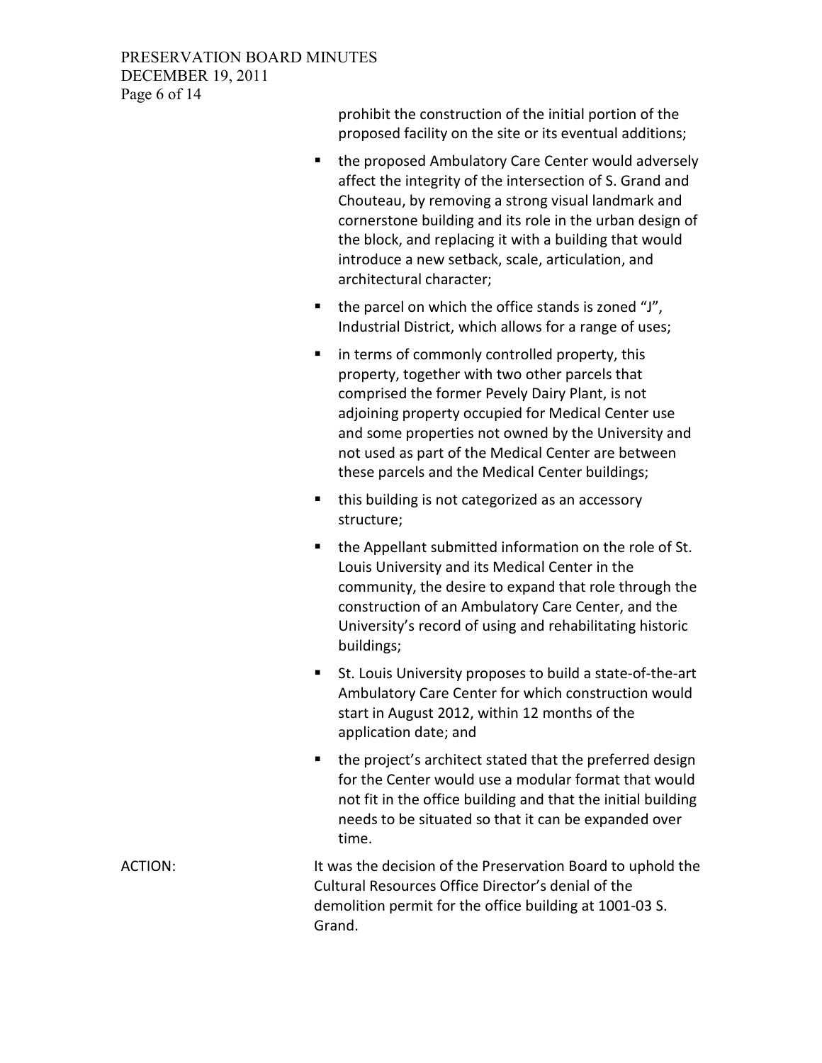prohibit the construction of the initial portion of the proposed facility on the site or its eventual additions;

- the proposed Ambulatory Care Center would adversely affect the integrity of the intersection of S. Grand and Chouteau, by removing a strong visual landmark and cornerstone building and its role in the urban design of the block, and replacing it with a building that would introduce a new setback, scale, articulation, and architectural character;
- the parcel on which the office stands is zoned "J", Industrial District, which allows for a range of uses;
- in terms of commonly controlled property, this property, together with two other parcels that comprised the former Pevely Dairy Plant, is not adjoining property occupied for Medical Center use and some properties not owned by the University and not used as part of the Medical Center are between these parcels and the Medical Center buildings;
- this building is not categorized as an accessory structure;
- the Appellant submitted information on the role of St. Louis University and its Medical Center in the community, the desire to expand that role through the construction of an Ambulatory Care Center, and the University's record of using and rehabilitating historic buildings;
- St. Louis University proposes to build a state-of-the-art Ambulatory Care Center for which construction would start in August 2012, within 12 months of the application date; and
- the project's architect stated that the preferred design for the Center would use a modular format that would not fit in the office building and that the initial building needs to be situated so that it can be expanded over time.

ACTION: It was the decision of the Preservation Board to uphold the Cultural Resources Office Director's denial of the demolition permit for the office building at 1001-03 S. Grand.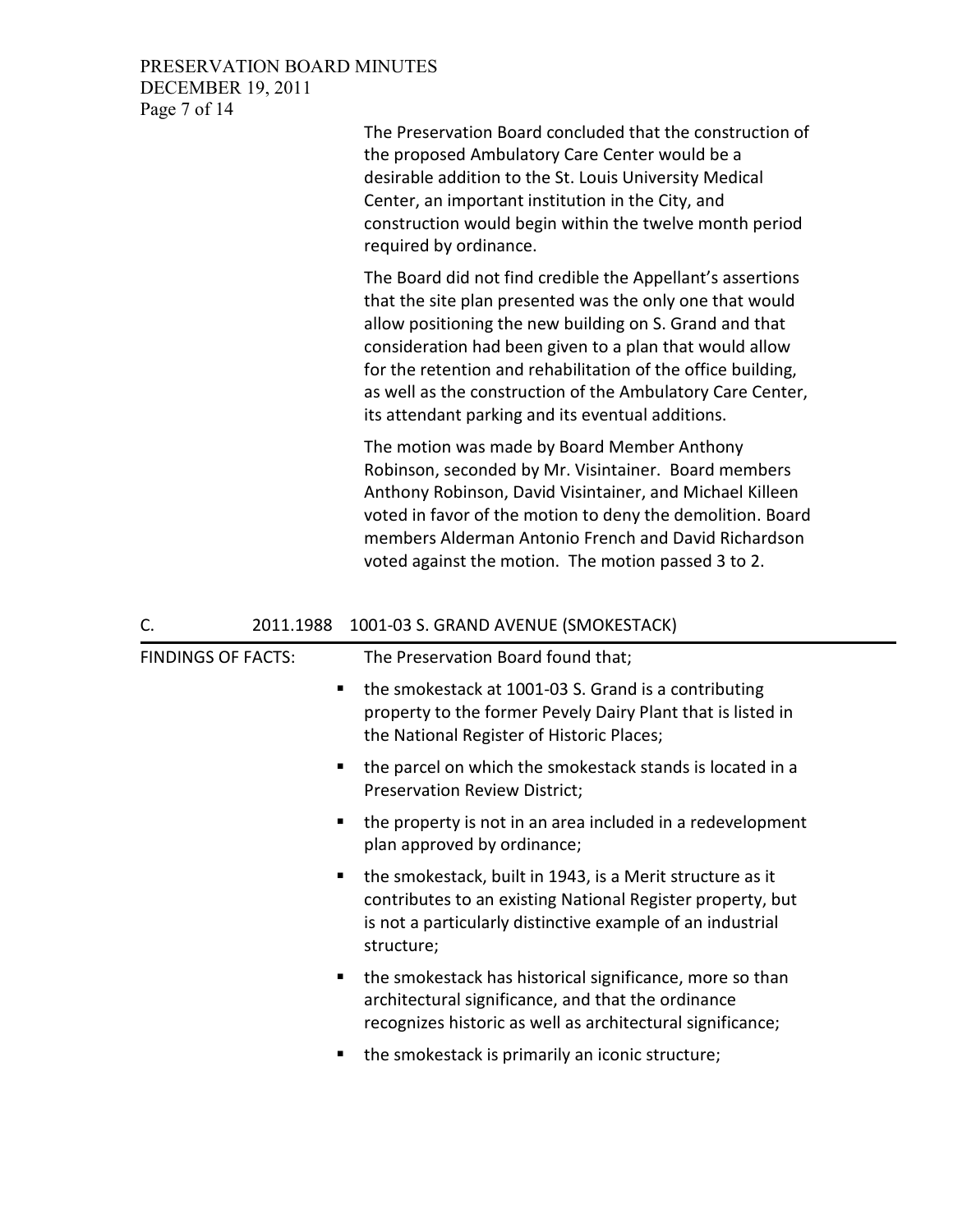The Preservation Board concluded that the construction of the proposed Ambulatory Care Center would be a desirable addition to the St. Louis University Medical Center, an important institution in the City, and construction would begin within the twelve month period required by ordinance.

The Board did not find credible the Appellant's assertions that the site plan presented was the only one that would allow positioning the new building on S. Grand and that consideration had been given to a plan that would allow for the retention and rehabilitation of the office building, as well as the construction of the Ambulatory Care Center, its attendant parking and its eventual additions.

The motion was made by Board Member Anthony Robinson, seconded by Mr. Visintainer. Board members Anthony Robinson, David Visintainer, and Michael Killeen voted in favor of the motion to deny the demolition. Board members Alderman Antonio French and David Richardson voted against the motion. The motion passed 3 to 2.

## C. 2011.1988 1001-03 S. GRAND AVENUE (SMOKESTACK)

FINDINGS OF FACTS: The Preservation Board found that;

- the smokestack at 1001-03 S. Grand is a contributing property to the former Pevely Dairy Plant that is listed in the National Register of Historic Places;
- the parcel on which the smokestack stands is located in a Preservation Review District;
- the property is not in an area included in a redevelopment plan approved by ordinance;
- the smokestack, built in 1943, is a Merit structure as it contributes to an existing National Register property, but is not a particularly distinctive example of an industrial structure;
- the smokestack has historical significance, more so than architectural significance, and that the ordinance recognizes historic as well as architectural significance;
- the smokestack is primarily an iconic structure;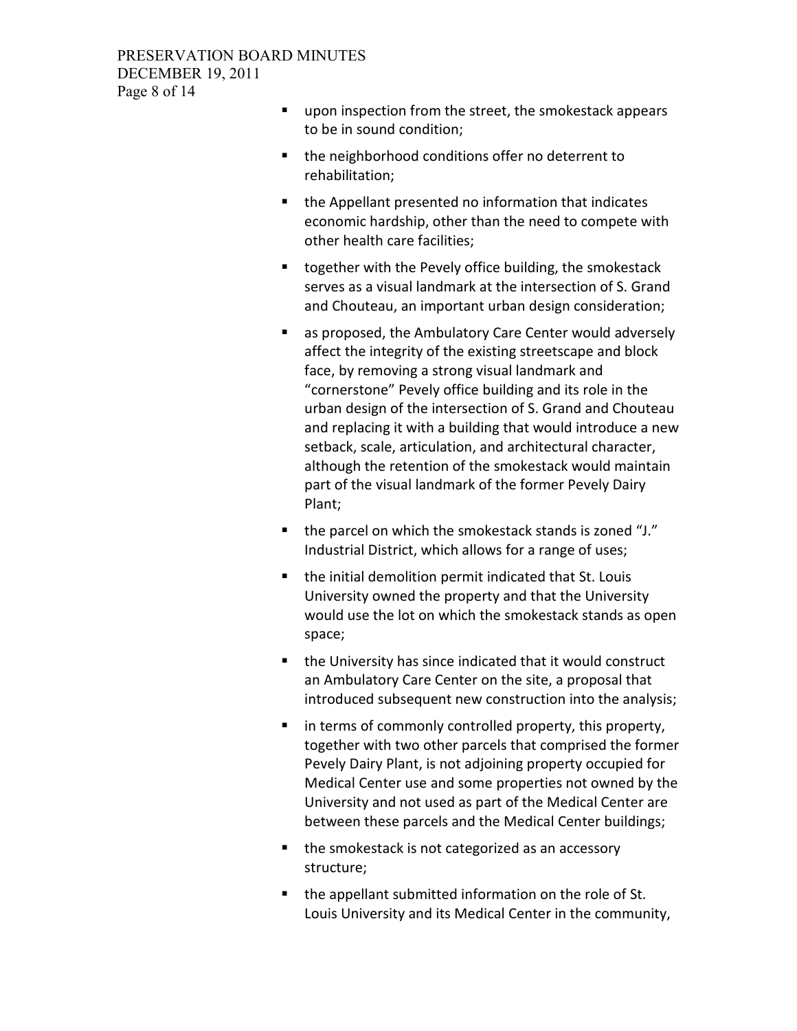- upon inspection from the street, the smokestack appears to be in sound condition;
- the neighborhood conditions offer no deterrent to rehabilitation;
- the Appellant presented no information that indicates economic hardship, other than the need to compete with other health care facilities;
- together with the Pevely office building, the smokestack serves as a visual landmark at the intersection of S. Grand and Chouteau, an important urban design consideration;
- as proposed, the Ambulatory Care Center would adversely affect the integrity of the existing streetscape and block face, by removing a strong visual landmark and "cornerstone" Pevely office building and its role in the urban design of the intersection of S. Grand and Chouteau and replacing it with a building that would introduce a new setback, scale, articulation, and architectural character, although the retention of the smokestack would maintain part of the visual landmark of the former Pevely Dairy Plant;
- the parcel on which the smokestack stands is zoned "J." Industrial District, which allows for a range of uses;
- the initial demolition permit indicated that St. Louis University owned the property and that the University would use the lot on which the smokestack stands as open space;
- the University has since indicated that it would construct an Ambulatory Care Center on the site, a proposal that introduced subsequent new construction into the analysis;
- in terms of commonly controlled property, this property, together with two other parcels that comprised the former Pevely Dairy Plant, is not adjoining property occupied for Medical Center use and some properties not owned by the University and not used as part of the Medical Center are between these parcels and the Medical Center buildings;
- the smokestack is not categorized as an accessory structure;
- the appellant submitted information on the role of St. Louis University and its Medical Center in the community,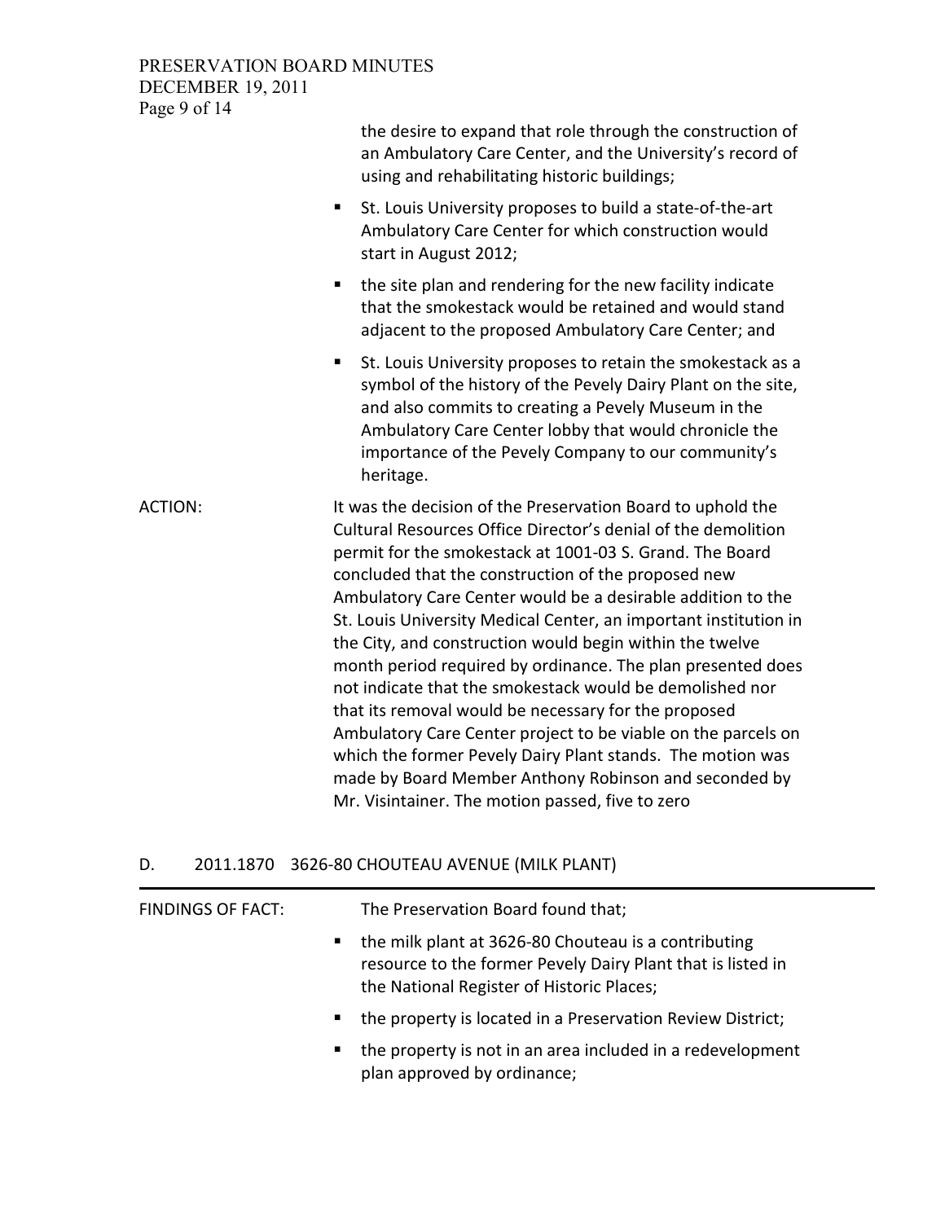the desire to expand that role through the construction of an Ambulatory Care Center, and the University's record of using and rehabilitating historic buildings;

- St. Louis University proposes to build a state-of-the-art Ambulatory Care Center for which construction would start in August 2012;
- the site plan and rendering for the new facility indicate that the smokestack would be retained and would stand adjacent to the proposed Ambulatory Care Center; and
- St. Louis University proposes to retain the smokestack as a symbol of the history of the Pevely Dairy Plant on the site, and also commits to creating a Pevely Museum in the Ambulatory Care Center lobby that would chronicle the importance of the Pevely Company to our community's heritage.

ACTION: It was the decision of the Preservation Board to uphold the Cultural Resources Office Director's denial of the demolition permit for the smokestack at 1001-03 S. Grand. The Board concluded that the construction of the proposed new Ambulatory Care Center would be a desirable addition to the St. Louis University Medical Center, an important institution in the City, and construction would begin within the twelve month period required by ordinance. The plan presented does not indicate that the smokestack would be demolished nor that its removal would be necessary for the proposed Ambulatory Care Center project to be viable on the parcels on which the former Pevely Dairy Plant stands. The motion was made by Board Member Anthony Robinson and seconded by Mr. Visintainer. The motion passed, five to zero

## D. 2011.1870 3626-80 CHOUTEAU AVENUE (MILK PLANT)

FINDINGS OF FACT: The Preservation Board found that;

- the milk plant at 3626-80 Chouteau is a contributing resource to the former Pevely Dairy Plant that is listed in the National Register of Historic Places;
- the property is located in a Preservation Review District;
- the property is not in an area included in a redevelopment plan approved by ordinance;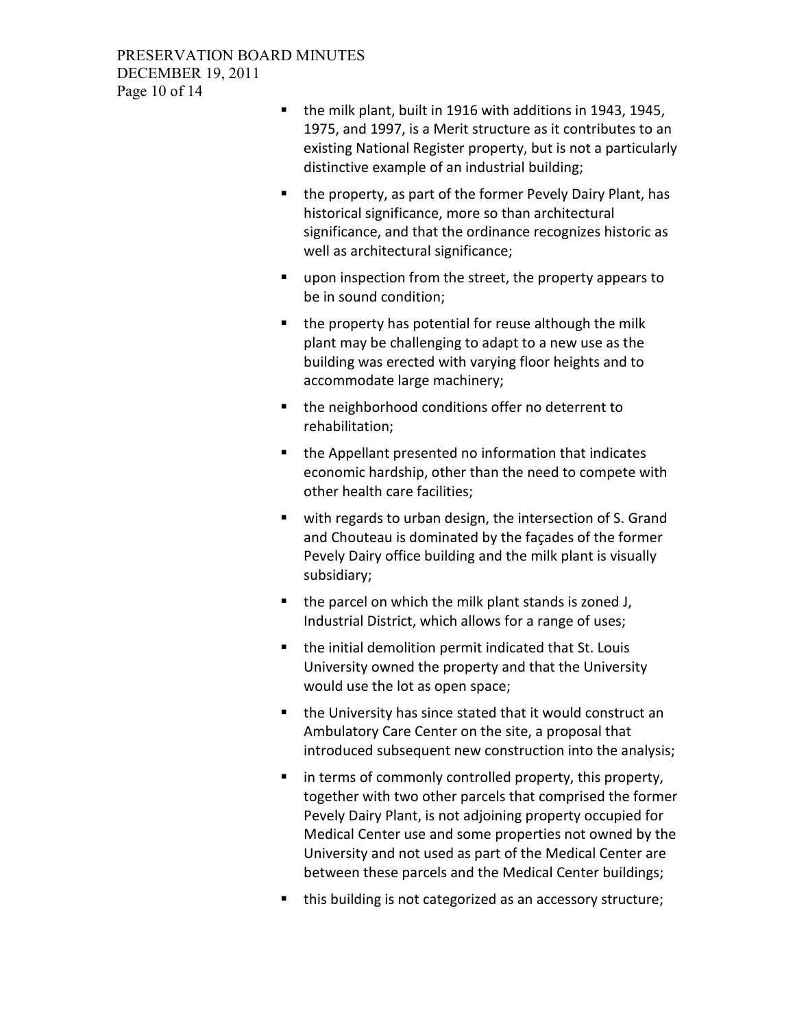- the milk plant, built in 1916 with additions in 1943, 1945, 1975, and 1997, is a Merit structure as it contributes to an existing National Register property, but is not a particularly distinctive example of an industrial building;
- the property, as part of the former Pevely Dairy Plant, has historical significance, more so than architectural significance, and that the ordinance recognizes historic as well as architectural significance;
- upon inspection from the street, the property appears to be in sound condition;
- the property has potential for reuse although the milk plant may be challenging to adapt to a new use as the building was erected with varying floor heights and to accommodate large machinery;
- the neighborhood conditions offer no deterrent to rehabilitation;
- the Appellant presented no information that indicates economic hardship, other than the need to compete with other health care facilities;
- with regards to urban design, the intersection of S. Grand and Chouteau is dominated by the façades of the former Pevely Dairy office building and the milk plant is visually subsidiary;
- the parcel on which the milk plant stands is zoned J, Industrial District, which allows for a range of uses;
- the initial demolition permit indicated that St. Louis University owned the property and that the University would use the lot as open space;
- the University has since stated that it would construct an Ambulatory Care Center on the site, a proposal that introduced subsequent new construction into the analysis;
- in terms of commonly controlled property, this property, together with two other parcels that comprised the former Pevely Dairy Plant, is not adjoining property occupied for Medical Center use and some properties not owned by the University and not used as part of the Medical Center are between these parcels and the Medical Center buildings;
- this building is not categorized as an accessory structure;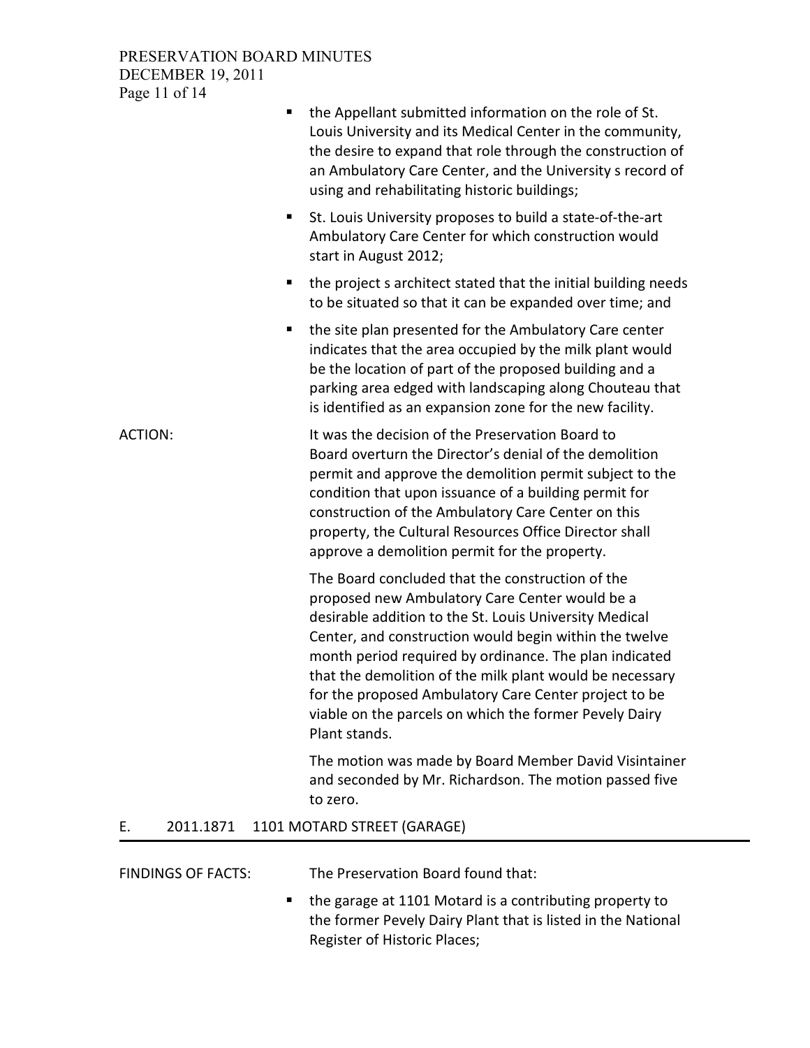- the Appellant submitted information on the role of St. Louis University and its Medical Center in the community, the desire to expand that role through the construction of an Ambulatory Care Center, and the University s record of using and rehabilitating historic buildings;
- St. Louis University proposes to build a state-of-the-art Ambulatory Care Center for which construction would start in August 2012;
- the project s architect stated that the initial building needs to be situated so that it can be expanded over time; and
- the site plan presented for the Ambulatory Care center indicates that the area occupied by the milk plant would be the location of part of the proposed building and a parking area edged with landscaping along Chouteau that is identified as an expansion zone for the new facility.

ACTION: It was the decision of the Preservation Board to Board overturn the Director's denial of the demolition permit and approve the demolition permit subject to the condition that upon issuance of a building permit for construction of the Ambulatory Care Center on this property, the Cultural Resources Office Director shall approve a demolition permit for the property.

The Board concluded that the construction of the proposed new Ambulatory Care Center would be a desirable addition to the St. Louis University Medical Center, and construction would begin within the twelve month period required by ordinance. The plan indicated that the demolition of the milk plant would be necessary for the proposed Ambulatory Care Center project to be viable on the parcels on which the former Pevely Dairy Plant stands.

The motion was made by Board Member David Visintainer and seconded by Mr. Richardson. The motion passed five to zero.

## E. 2011.1871 1101 MOTARD STREET (GARAGE)

FINDINGS OF FACTS: The Preservation Board found that:

- the garage at 1101 Motard is a contributing property to the former Pevely Dairy Plant that is listed in the National Register of Historic Places;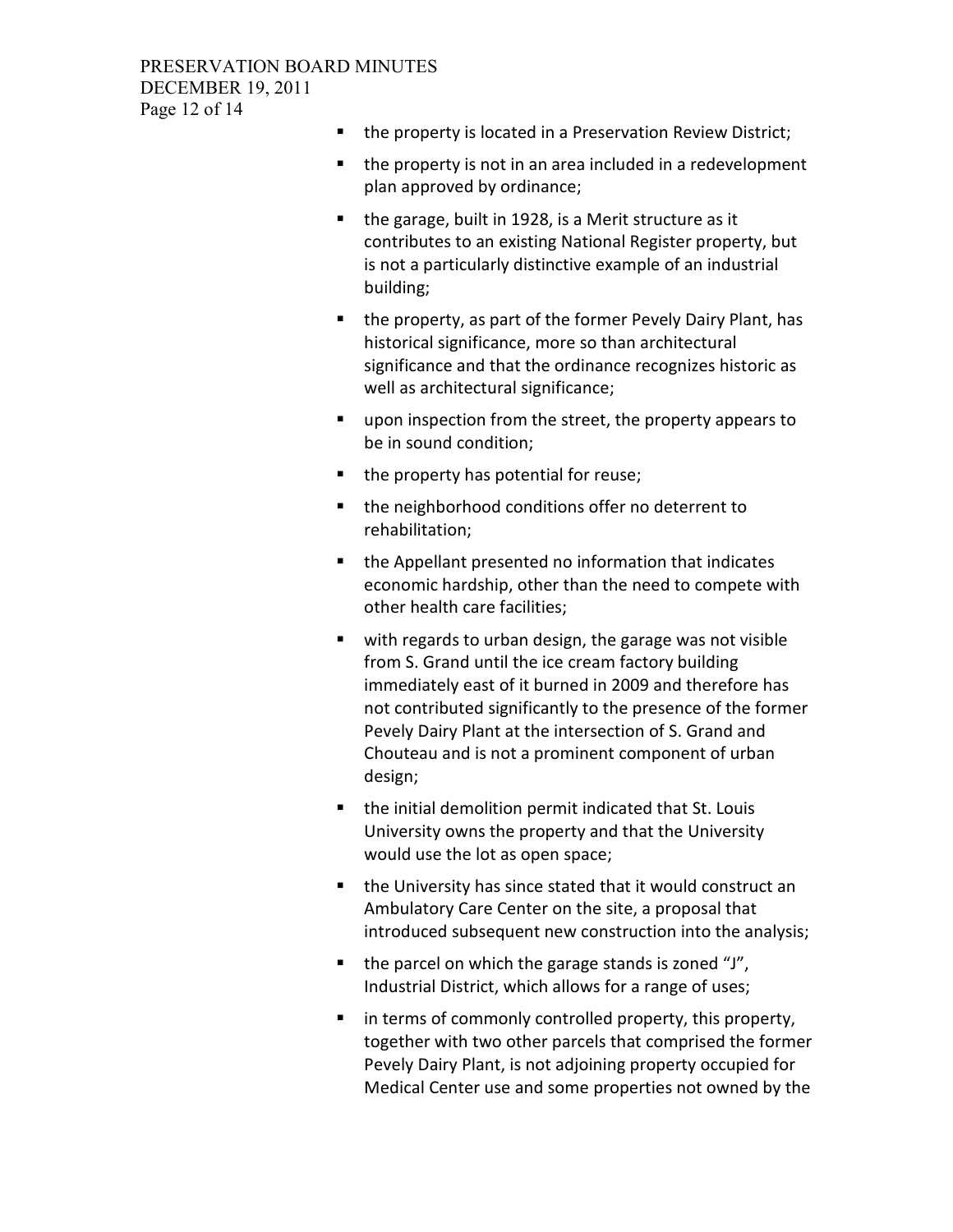- the property is located in a Preservation Review District;
- the property is not in an area included in a redevelopment plan approved by ordinance;
- the garage, built in 1928, is a Merit structure as it contributes to an existing National Register property, but is not a particularly distinctive example of an industrial building;
- the property, as part of the former Pevely Dairy Plant, has historical significance, more so than architectural significance and that the ordinance recognizes historic as well as architectural significance;
- upon inspection from the street, the property appears to be in sound condition;
- the property has potential for reuse;
- the neighborhood conditions offer no deterrent to rehabilitation;
- the Appellant presented no information that indicates economic hardship, other than the need to compete with other health care facilities;
- with regards to urban design, the garage was not visible from S. Grand until the ice cream factory building immediately east of it burned in 2009 and therefore has not contributed significantly to the presence of the former Pevely Dairy Plant at the intersection of S. Grand and Chouteau and is not a prominent component of urban design;
- the initial demolition permit indicated that St. Louis University owns the property and that the University would use the lot as open space;
- the University has since stated that it would construct an Ambulatory Care Center on the site, a proposal that introduced subsequent new construction into the analysis;
- the parcel on which the garage stands is zoned "J", Industrial District, which allows for a range of uses;
- in terms of commonly controlled property, this property, together with two other parcels that comprised the former Pevely Dairy Plant, is not adjoining property occupied for Medical Center use and some properties not owned by the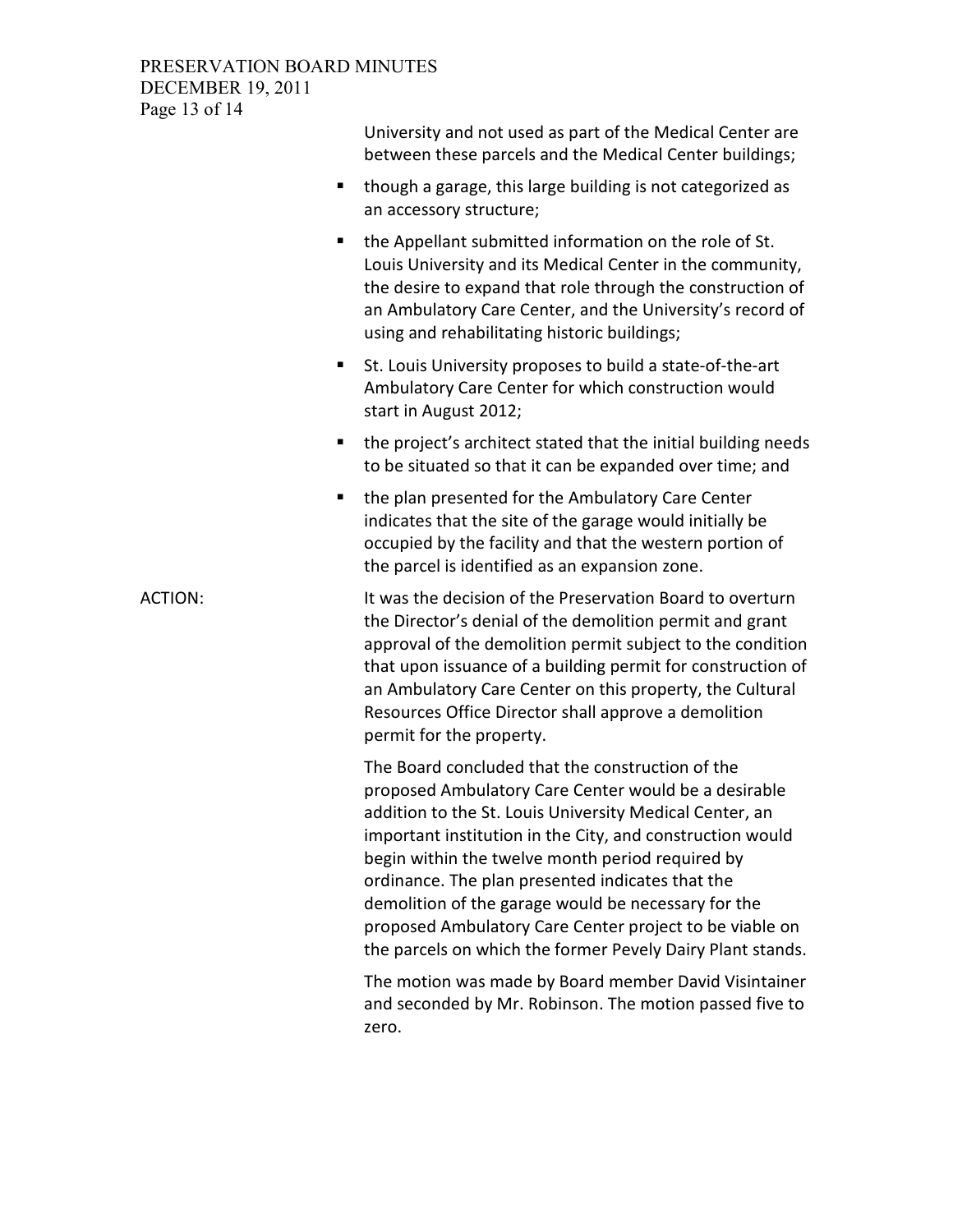University and not used as part of the Medical Center are between these parcels and the Medical Center buildings;

- though a garage, this large building is not categorized as an accessory structure;
- the Appellant submitted information on the role of St. Louis University and its Medical Center in the community, the desire to expand that role through the construction of an Ambulatory Care Center, and the University's record of using and rehabilitating historic buildings;
- St. Louis University proposes to build a state-of-the-art Ambulatory Care Center for which construction would start in August 2012;
- the project's architect stated that the initial building needs to be situated so that it can be expanded over time; and
- the plan presented for the Ambulatory Care Center indicates that the site of the garage would initially be occupied by the facility and that the western portion of the parcel is identified as an expansion zone.

ACTION: It was the decision of the Preservation Board to overturn the Director's denial of the demolition permit and grant approval of the demolition permit subject to the condition that upon issuance of a building permit for construction of an Ambulatory Care Center on this property, the Cultural Resources Office Director shall approve a demolition permit for the property.

The Board concluded that the construction of the proposed Ambulatory Care Center would be a desirable addition to the St. Louis University Medical Center, an important institution in the City, and construction would begin within the twelve month period required by ordinance. The plan presented indicates that the demolition of the garage would be necessary for the proposed Ambulatory Care Center project to be viable on the parcels on which the former Pevely Dairy Plant stands.

The motion was made by Board member David Visintainer and seconded by Mr. Robinson. The motion passed five to zero.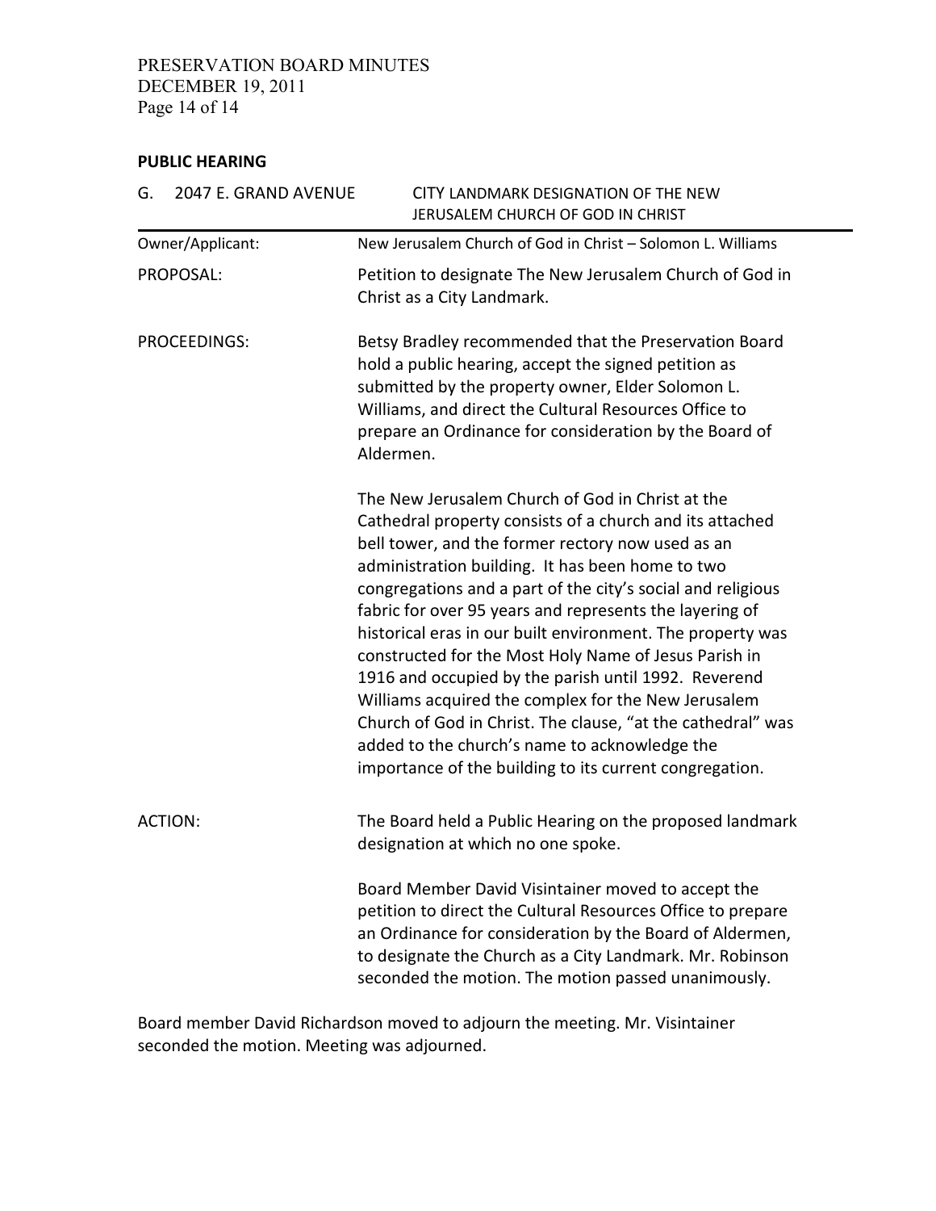## PUBLIC HEARING

**G. 2047 E. GRAND AVENUE** — CITY LANDMARK DESIGNATION OF THE NEW JERUSALEM CHURCH OF GOD IN CHRIST

| | |
|---|---|
| Owner/Applicant: | New Jerusalem Church of God in Christ – Solomon L. Williams |
| PROPOSAL: | Petition to designate The New Jerusalem Church of God in Christ as a City Landmark. |
| PROCEEDINGS: | Betsy Bradley recommended that the Preservation Board hold a public hearing, accept the signed petition as submitted by the property owner, Elder Solomon L. Williams, and direct the Cultural Resources Office to prepare an Ordinance for consideration by the Board of Aldermen. |

The New Jerusalem Church of God in Christ at the Cathedral property consists of a church and its attached bell tower, and the former rectory now used as an administration building. It has been home to two congregations and a part of the city's social and religious fabric for over 95 years and represents the layering of historical eras in our built environment. The property was constructed for the Most Holy Name of Jesus Parish in 1916 and occupied by the parish until 1992. Reverend Williams acquired the complex for the New Jerusalem Church of God in Christ. The clause, "at the cathedral" was added to the church's name to acknowledge the importance of the building to its current congregation.

ACTION: The Board held a Public Hearing on the proposed landmark designation at which no one spoke.

Board Member David Visintainer moved to accept the petition to direct the Cultural Resources Office to prepare an Ordinance for consideration by the Board of Aldermen, to designate the Church as a City Landmark. Mr. Robinson seconded the motion. The motion passed unanimously.

Board member David Richardson moved to adjourn the meeting. Mr. Visintainer seconded the motion. Meeting was adjourned.